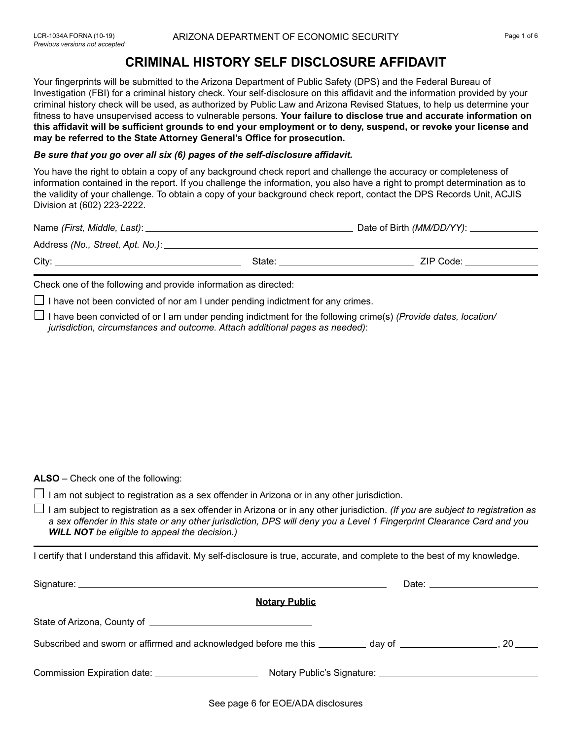LCR-1034A FORNA (10-19)
*Previous versions not accepted*

ARIZONA DEPARTMENT OF ECONOMIC SECURITY

# CRIMINAL HISTORY SELF DISCLOSURE AFFIDAVIT

Your fingerprints will be submitted to the Arizona Department of Public Safety (DPS) and the Federal Bureau of Investigation (FBI) for a criminal history check. Your self-disclosure on this affidavit and the information provided by your criminal history check will be used, as authorized by Public Law and Arizona Revised Statues, to help us determine your fitness to have unsupervised access to vulnerable persons. **Your failure to disclose true and accurate information on this affidavit will be sufficient grounds to end your employment or to deny, suspend, or revoke your license and may be referred to the State Attorney General's Office for prosecution.**

***Be sure that you go over all six (6) pages of the self-disclosure affidavit.***

You have the right to obtain a copy of any background check report and challenge the accuracy or completeness of information contained in the report. If you challenge the information, you also have a right to prompt determination as to the validity of your challenge. To obtain a copy of your background check report, contact the DPS Records Unit, ACJIS Division at (602) 223-2222.

Name *(First, Middle, Last)*: ____________________ Date of Birth *(MM/DD/YY)*: __________

Address *(No., Street, Apt. No.)*: ____________________

City: ____________________ State: ____________________ ZIP Code: __________

---

Check one of the following and provide information as directed:

☐ I have not been convicted of nor am I under pending indictment for any crimes.

☐ I have been convicted of or I am under pending indictment for the following crime(s) *(Provide dates, location/ jurisdiction, circumstances and outcome. Attach additional pages as needed)*:

**ALSO** – Check one of the following:

☐ I am not subject to registration as a sex offender in Arizona or in any other jurisdiction.

☐ I am subject to registration as a sex offender in Arizona or in any other jurisdiction. *(If you are subject to registration as a sex offender in this state or any other jurisdiction, DPS will deny you a Level 1 Fingerprint Clearance Card and you **WILL NOT** be eligible to appeal the decision.)*

---

I certify that I understand this affidavit. My self-disclosure is true, accurate, and complete to the best of my knowledge.

Signature: ____________________ Date: __________

**Notary Public**

State of Arizona, County of ____________________

Subscribed and sworn or affirmed and acknowledged before me this __________ day of ____________________, 20____

Commission Expiration date: ____________________ Notary Public's Signature: ____________________

See page 6 for EOE/ADA disclosures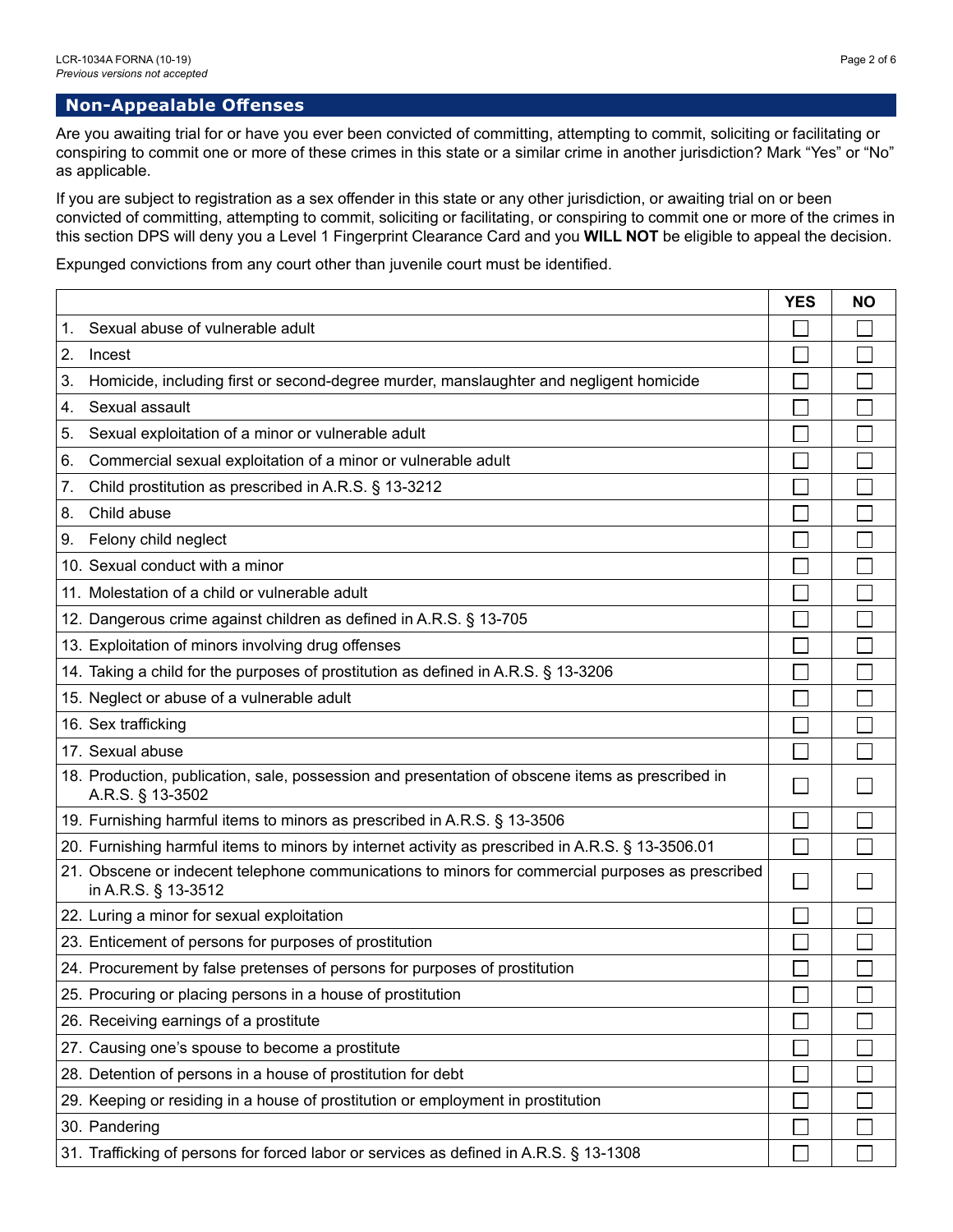## Non-Appealable Offenses

Are you awaiting trial for or have you ever been convicted of committing, attempting to commit, soliciting or facilitating or conspiring to commit one or more of these crimes in this state or a similar crime in another jurisdiction? Mark "Yes" or "No" as applicable.

If you are subject to registration as a sex offender in this state or any other jurisdiction, or awaiting trial on or been convicted of committing, attempting to commit, soliciting or facilitating, or conspiring to commit one or more of the crimes in this section DPS will deny you a Level 1 Fingerprint Clearance Card and you **WILL NOT** be eligible to appeal the decision.

Expunged convictions from any court other than juvenile court must be identified.

| | YES | NO |
|---|---|---|
| 1. Sexual abuse of vulnerable adult | ☐ | ☐ |
| 2. Incest | ☐ | ☐ |
| 3. Homicide, including first or second-degree murder, manslaughter and negligent homicide | ☐ | ☐ |
| 4. Sexual assault | ☐ | ☐ |
| 5. Sexual exploitation of a minor or vulnerable adult | ☐ | ☐ |
| 6. Commercial sexual exploitation of a minor or vulnerable adult | ☐ | ☐ |
| 7. Child prostitution as prescribed in A.R.S. § 13-3212 | ☐ | ☐ |
| 8. Child abuse | ☐ | ☐ |
| 9. Felony child neglect | ☐ | ☐ |
| 10. Sexual conduct with a minor | ☐ | ☐ |
| 11. Molestation of a child or vulnerable adult | ☐ | ☐ |
| 12. Dangerous crime against children as defined in A.R.S. § 13-705 | ☐ | ☐ |
| 13. Exploitation of minors involving drug offenses | ☐ | ☐ |
| 14. Taking a child for the purposes of prostitution as defined in A.R.S. § 13-3206 | ☐ | ☐ |
| 15. Neglect or abuse of a vulnerable adult | ☐ | ☐ |
| 16. Sex trafficking | ☐ | ☐ |
| 17. Sexual abuse | ☐ | ☐ |
| 18. Production, publication, sale, possession and presentation of obscene items as prescribed in A.R.S. § 13-3502 | ☐ | ☐ |
| 19. Furnishing harmful items to minors as prescribed in A.R.S. § 13-3506 | ☐ | ☐ |
| 20. Furnishing harmful items to minors by internet activity as prescribed in A.R.S. § 13-3506.01 | ☐ | ☐ |
| 21. Obscene or indecent telephone communications to minors for commercial purposes as prescribed in A.R.S. § 13-3512 | ☐ | ☐ |
| 22. Luring a minor for sexual exploitation | ☐ | ☐ |
| 23. Enticement of persons for purposes of prostitution | ☐ | ☐ |
| 24. Procurement by false pretenses of persons for purposes of prostitution | ☐ | ☐ |
| 25. Procuring or placing persons in a house of prostitution | ☐ | ☐ |
| 26. Receiving earnings of a prostitute | ☐ | ☐ |
| 27. Causing one's spouse to become a prostitute | ☐ | ☐ |
| 28. Detention of persons in a house of prostitution for debt | ☐ | ☐ |
| 29. Keeping or residing in a house of prostitution or employment in prostitution | ☐ | ☐ |
| 30. Pandering | ☐ | ☐ |
| 31. Trafficking of persons for forced labor or services as defined in A.R.S. § 13-1308 | ☐ | ☐ |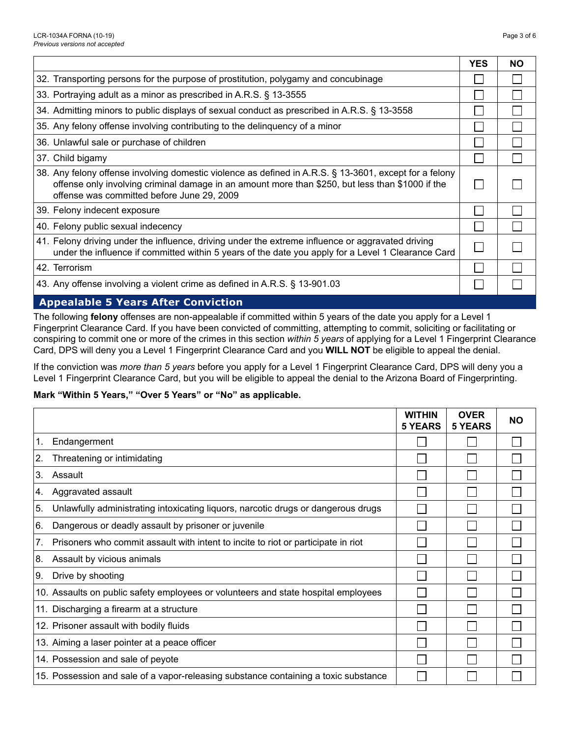| | YES | NO |
|---|---|---|
| 32. Transporting persons for the purpose of prostitution, polygamy and concubinage | ☐ | ☐ |
| 33. Portraying adult as a minor as prescribed in A.R.S. § 13-3555 | ☐ | ☐ |
| 34. Admitting minors to public displays of sexual conduct as prescribed in A.R.S. § 13-3558 | ☐ | ☐ |
| 35. Any felony offense involving contributing to the delinquency of a minor | ☐ | ☐ |
| 36. Unlawful sale or purchase of children | ☐ | ☐ |
| 37. Child bigamy | ☐ | ☐ |
| 38. Any felony offense involving domestic violence as defined in A.R.S. § 13-3601, except for a felony offense only involving criminal damage in an amount more than $250, but less than $1000 if the offense was committed before June 29, 2009 | ☐ | ☐ |
| 39. Felony indecent exposure | ☐ | ☐ |
| 40. Felony public sexual indecency | ☐ | ☐ |
| 41. Felony driving under the influence, driving under the extreme influence or aggravated driving under the influence if committed within 5 years of the date you apply for a Level 1 Clearance Card | ☐ | ☐ |
| 42. Terrorism | ☐ | ☐ |
| 43. Any offense involving a violent crime as defined in A.R.S. § 13-901.03 | ☐ | ☐ |

## Appealable 5 Years After Conviction

The following **felony** offenses are non-appealable if committed within 5 years of the date you apply for a Level 1 Fingerprint Clearance Card. If you have been convicted of committing, attempting to commit, soliciting or facilitating or conspiring to commit one or more of the crimes in this section *within 5 years* of applying for a Level 1 Fingerprint Clearance Card, DPS will deny you a Level 1 Fingerprint Clearance Card and you **WILL NOT** be eligible to appeal the denial.

If the conviction was *more than 5 years* before you apply for a Level 1 Fingerprint Clearance Card, DPS will deny you a Level 1 Fingerprint Clearance Card, but you will be eligible to appeal the denial to the Arizona Board of Fingerprinting.

**Mark "Within 5 Years," "Over 5 Years" or "No" as applicable.**

| | WITHIN 5 YEARS | OVER 5 YEARS | NO |
|---|---|---|---|
| 1. Endangerment | ☐ | ☐ | ☐ |
| 2. Threatening or intimidating | ☐ | ☐ | ☐ |
| 3. Assault | ☐ | ☐ | ☐ |
| 4. Aggravated assault | ☐ | ☐ | ☐ |
| 5. Unlawfully administrating intoxicating liquors, narcotic drugs or dangerous drugs | ☐ | ☐ | ☐ |
| 6. Dangerous or deadly assault by prisoner or juvenile | ☐ | ☐ | ☐ |
| 7. Prisoners who commit assault with intent to incite to riot or participate in riot | ☐ | ☐ | ☐ |
| 8. Assault by vicious animals | ☐ | ☐ | ☐ |
| 9. Drive by shooting | ☐ | ☐ | ☐ |
| 10. Assaults on public safety employees or volunteers and state hospital employees | ☐ | ☐ | ☐ |
| 11. Discharging a firearm at a structure | ☐ | ☐ | ☐ |
| 12. Prisoner assault with bodily fluids | ☐ | ☐ | ☐ |
| 13. Aiming a laser pointer at a peace officer | ☐ | ☐ | ☐ |
| 14. Possession and sale of peyote | ☐ | ☐ | ☐ |
| 15. Possession and sale of a vapor-releasing substance containing a toxic substance | ☐ | ☐ | ☐ |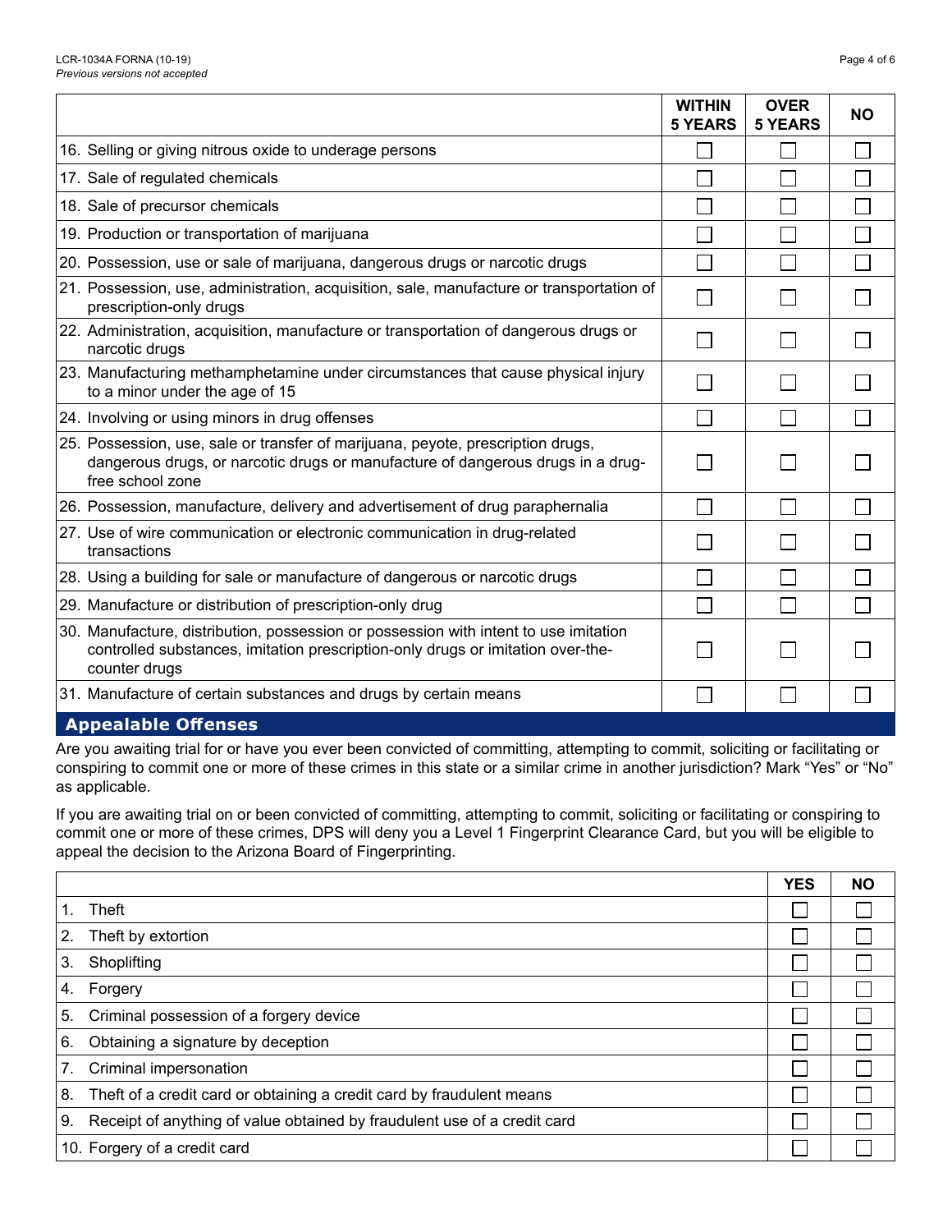| | WITHIN 5 YEARS | OVER 5 YEARS | NO |
|---|---|---|---|
| 16. Selling or giving nitrous oxide to underage persons | ☐ | ☐ | ☐ |
| 17. Sale of regulated chemicals | ☐ | ☐ | ☐ |
| 18. Sale of precursor chemicals | ☐ | ☐ | ☐ |
| 19. Production or transportation of marijuana | ☐ | ☐ | ☐ |
| 20. Possession, use or sale of marijuana, dangerous drugs or narcotic drugs | ☐ | ☐ | ☐ |
| 21. Possession, use, administration, acquisition, sale, manufacture or transportation of prescription-only drugs | ☐ | ☐ | ☐ |
| 22. Administration, acquisition, manufacture or transportation of dangerous drugs or narcotic drugs | ☐ | ☐ | ☐ |
| 23. Manufacturing methamphetamine under circumstances that cause physical injury to a minor under the age of 15 | ☐ | ☐ | ☐ |
| 24. Involving or using minors in drug offenses | ☐ | ☐ | ☐ |
| 25. Possession, use, sale or transfer of marijuana, peyote, prescription drugs, dangerous drugs, or narcotic drugs or manufacture of dangerous drugs in a drug-free school zone | ☐ | ☐ | ☐ |
| 26. Possession, manufacture, delivery and advertisement of drug paraphernalia | ☐ | ☐ | ☐ |
| 27. Use of wire communication or electronic communication in drug-related transactions | ☐ | ☐ | ☐ |
| 28. Using a building for sale or manufacture of dangerous or narcotic drugs | ☐ | ☐ | ☐ |
| 29. Manufacture or distribution of prescription-only drug | ☐ | ☐ | ☐ |
| 30. Manufacture, distribution, possession or possession with intent to use imitation controlled substances, imitation prescription-only drugs or imitation over-the-counter drugs | ☐ | ☐ | ☐ |
| 31. Manufacture of certain substances and drugs by certain means | ☐ | ☐ | ☐ |

## Appealable Offenses

Are you awaiting trial for or have you ever been convicted of committing, attempting to commit, soliciting or facilitating or conspiring to commit one or more of these crimes in this state or a similar crime in another jurisdiction? Mark "Yes" or "No" as applicable.

If you are awaiting trial on or been convicted of committing, attempting to commit, soliciting or facilitating or conspiring to commit one or more of these crimes, DPS will deny you a Level 1 Fingerprint Clearance Card, but you will be eligible to appeal the decision to the Arizona Board of Fingerprinting.

| | YES | NO |
|---|---|---|
| 1. Theft | ☐ | ☐ |
| 2. Theft by extortion | ☐ | ☐ |
| 3. Shoplifting | ☐ | ☐ |
| 4. Forgery | ☐ | ☐ |
| 5. Criminal possession of a forgery device | ☐ | ☐ |
| 6. Obtaining a signature by deception | ☐ | ☐ |
| 7. Criminal impersonation | ☐ | ☐ |
| 8. Theft of a credit card or obtaining a credit card by fraudulent means | ☐ | ☐ |
| 9. Receipt of anything of value obtained by fraudulent use of a credit card | ☐ | ☐ |
| 10. Forgery of a credit card | ☐ | ☐ |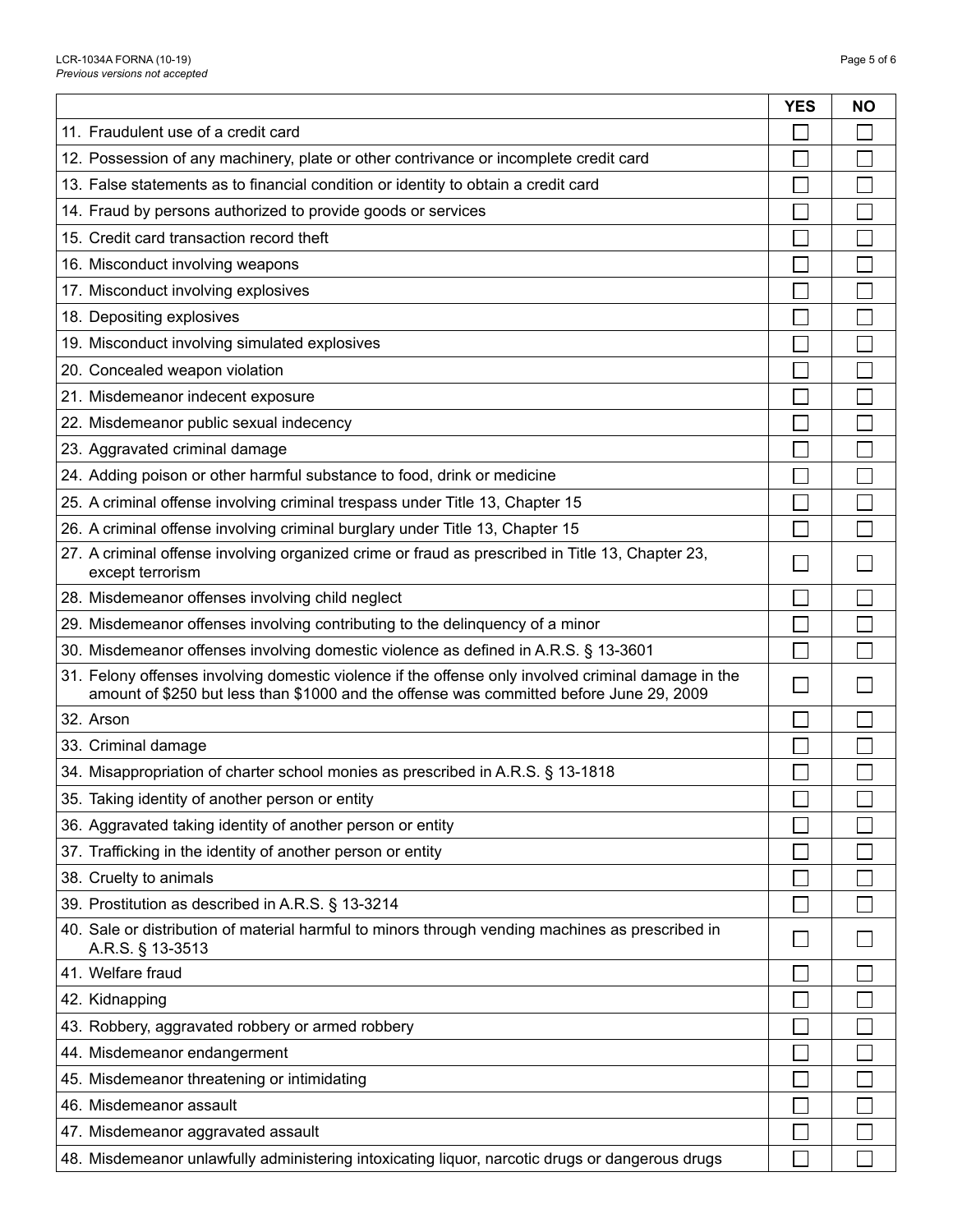| | YES | NO |
|---|---|---|
| 11. Fraudulent use of a credit card | ☐ | ☐ |
| 12. Possession of any machinery, plate or other contrivance or incomplete credit card | ☐ | ☐ |
| 13. False statements as to financial condition or identity to obtain a credit card | ☐ | ☐ |
| 14. Fraud by persons authorized to provide goods or services | ☐ | ☐ |
| 15. Credit card transaction record theft | ☐ | ☐ |
| 16. Misconduct involving weapons | ☐ | ☐ |
| 17. Misconduct involving explosives | ☐ | ☐ |
| 18. Depositing explosives | ☐ | ☐ |
| 19. Misconduct involving simulated explosives | ☐ | ☐ |
| 20. Concealed weapon violation | ☐ | ☐ |
| 21. Misdemeanor indecent exposure | ☐ | ☐ |
| 22. Misdemeanor public sexual indecency | ☐ | ☐ |
| 23. Aggravated criminal damage | ☐ | ☐ |
| 24. Adding poison or other harmful substance to food, drink or medicine | ☐ | ☐ |
| 25. A criminal offense involving criminal trespass under Title 13, Chapter 15 | ☐ | ☐ |
| 26. A criminal offense involving criminal burglary under Title 13, Chapter 15 | ☐ | ☐ |
| 27. A criminal offense involving organized crime or fraud as prescribed in Title 13, Chapter 23, except terrorism | ☐ | ☐ |
| 28. Misdemeanor offenses involving child neglect | ☐ | ☐ |
| 29. Misdemeanor offenses involving contributing to the delinquency of a minor | ☐ | ☐ |
| 30. Misdemeanor offenses involving domestic violence as defined in A.R.S. § 13-3601 | ☐ | ☐ |
| 31. Felony offenses involving domestic violence if the offense only involved criminal damage in the amount of $250 but less than $1000 and the offense was committed before June 29, 2009 | ☐ | ☐ |
| 32. Arson | ☐ | ☐ |
| 33. Criminal damage | ☐ | ☐ |
| 34. Misappropriation of charter school monies as prescribed in A.R.S. § 13-1818 | ☐ | ☐ |
| 35. Taking identity of another person or entity | ☐ | ☐ |
| 36. Aggravated taking identity of another person or entity | ☐ | ☐ |
| 37. Trafficking in the identity of another person or entity | ☐ | ☐ |
| 38. Cruelty to animals | ☐ | ☐ |
| 39. Prostitution as described in A.R.S. § 13-3214 | ☐ | ☐ |
| 40. Sale or distribution of material harmful to minors through vending machines as prescribed in A.R.S. § 13-3513 | ☐ | ☐ |
| 41. Welfare fraud | ☐ | ☐ |
| 42. Kidnapping | ☐ | ☐ |
| 43. Robbery, aggravated robbery or armed robbery | ☐ | ☐ |
| 44. Misdemeanor endangerment | ☐ | ☐ |
| 45. Misdemeanor threatening or intimidating | ☐ | ☐ |
| 46. Misdemeanor assault | ☐ | ☐ |
| 47. Misdemeanor aggravated assault | ☐ | ☐ |
| 48. Misdemeanor unlawfully administering intoxicating liquor, narcotic drugs or dangerous drugs | ☐ | ☐ |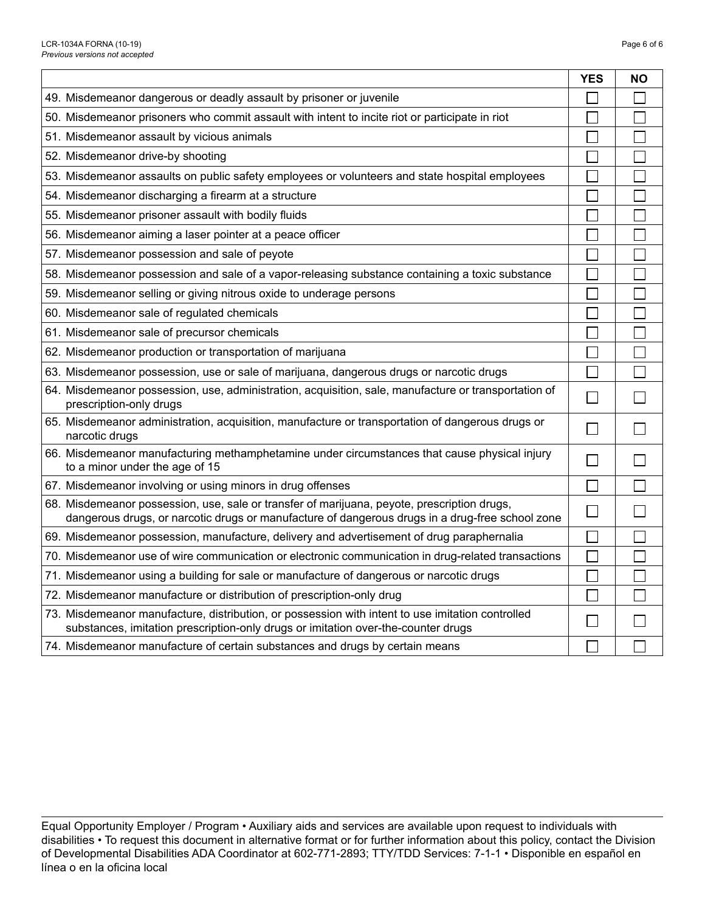| | YES | NO |
|---|---|---|
| 49. Misdemeanor dangerous or deadly assault by prisoner or juvenile | ☐ | ☐ |
| 50. Misdemeanor prisoners who commit assault with intent to incite riot or participate in riot | ☐ | ☐ |
| 51. Misdemeanor assault by vicious animals | ☐ | ☐ |
| 52. Misdemeanor drive-by shooting | ☐ | ☐ |
| 53. Misdemeanor assaults on public safety employees or volunteers and state hospital employees | ☐ | ☐ |
| 54. Misdemeanor discharging a firearm at a structure | ☐ | ☐ |
| 55. Misdemeanor prisoner assault with bodily fluids | ☐ | ☐ |
| 56. Misdemeanor aiming a laser pointer at a peace officer | ☐ | ☐ |
| 57. Misdemeanor possession and sale of peyote | ☐ | ☐ |
| 58. Misdemeanor possession and sale of a vapor-releasing substance containing a toxic substance | ☐ | ☐ |
| 59. Misdemeanor selling or giving nitrous oxide to underage persons | ☐ | ☐ |
| 60. Misdemeanor sale of regulated chemicals | ☐ | ☐ |
| 61. Misdemeanor sale of precursor chemicals | ☐ | ☐ |
| 62. Misdemeanor production or transportation of marijuana | ☐ | ☐ |
| 63. Misdemeanor possession, use or sale of marijuana, dangerous drugs or narcotic drugs | ☐ | ☐ |
| 64. Misdemeanor possession, use, administration, acquisition, sale, manufacture or transportation of prescription-only drugs | ☐ | ☐ |
| 65. Misdemeanor administration, acquisition, manufacture or transportation of dangerous drugs or narcotic drugs | ☐ | ☐ |
| 66. Misdemeanor manufacturing methamphetamine under circumstances that cause physical injury to a minor under the age of 15 | ☐ | ☐ |
| 67. Misdemeanor involving or using minors in drug offenses | ☐ | ☐ |
| 68. Misdemeanor possession, use, sale or transfer of marijuana, peyote, prescription drugs, dangerous drugs, or narcotic drugs or manufacture of dangerous drugs in a drug-free school zone | ☐ | ☐ |
| 69. Misdemeanor possession, manufacture, delivery and advertisement of drug paraphernalia | ☐ | ☐ |
| 70. Misdemeanor use of wire communication or electronic communication in drug-related transactions | ☐ | ☐ |
| 71. Misdemeanor using a building for sale or manufacture of dangerous or narcotic drugs | ☐ | ☐ |
| 72. Misdemeanor manufacture or distribution of prescription-only drug | ☐ | ☐ |
| 73. Misdemeanor manufacture, distribution, or possession with intent to use imitation controlled substances, imitation prescription-only drugs or imitation over-the-counter drugs | ☐ | ☐ |
| 74. Misdemeanor manufacture of certain substances and drugs by certain means | ☐ | ☐ |

Equal Opportunity Employer / Program • Auxiliary aids and services are available upon request to individuals with disabilities • To request this document in alternative format or for further information about this policy, contact the Division of Developmental Disabilities ADA Coordinator at 602-771-2893; TTY/TDD Services: 7-1-1 • Disponible en español en línea o en la oficina local